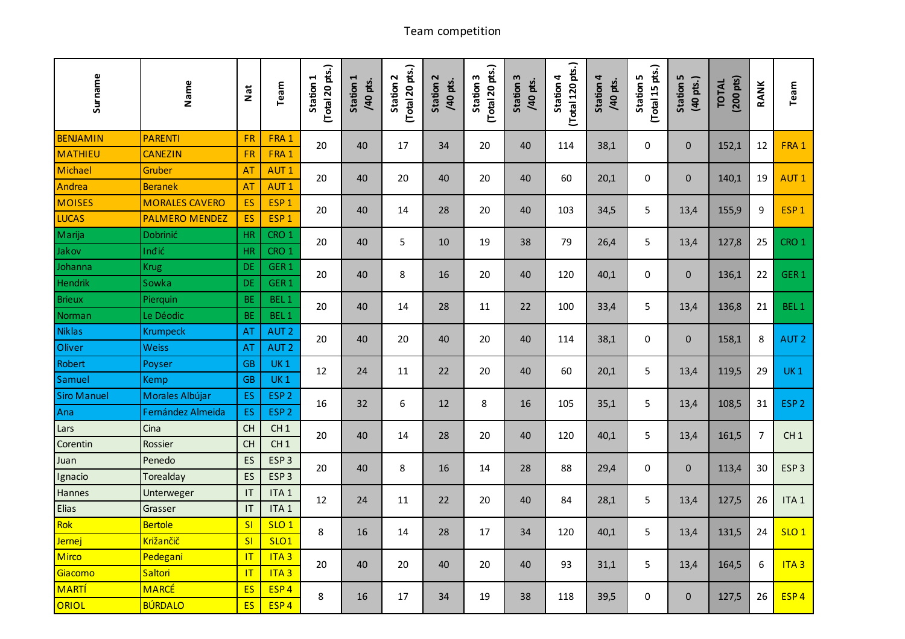Team competition

| Surname | Name | Nat | Team | Station 1 (Total 20 pts.) | Station 1 /40 pts. | Station 2 (Total 20 pts.) | Station 2 /40 pts. | Station 3 (Total 20 pts.) | Station 3 /40 pts. | Station 4 (Total 120 pts.) | Station 4 /40 pts. | Station 5 (Total 15 pts.) | Station 5 (40 pts.) | TOTAL (200 pts) | RANK | Team |
|---|---|---|---|---|---|---|---|---|---|---|---|---|---|---|---|---|
| BENJAMIN | PARENTI | FR | FRA 1 | 20 | 40 | 17 | 34 | 20 | 40 | 114 | 38,1 | 0 | 0 | 152,1 | 12 | FRA 1 |
| MATHIEU | CANEZIN | FR | FRA 1 | | | | | | | | | | | | | |
| Michael | Gruber | AT | AUT 1 | 20 | 40 | 20 | 40 | 20 | 40 | 60 | 20,1 | 0 | 0 | 140,1 | 19 | AUT 1 |
| Andrea | Beranek | AT | AUT 1 | | | | | | | | | | | | | |
| MOISES | MORALES CAVERO | ES | ESP 1 | 20 | 40 | 14 | 28 | 20 | 40 | 103 | 34,5 | 5 | 13,4 | 155,9 | 9 | ESP 1 |
| LUCAS | PALMERO MENDEZ | ES | ESP 1 | | | | | | | | | | | | | |
| Marija | Dobrinić | HR | CRO 1 | 20 | 40 | 5 | 10 | 19 | 38 | 79 | 26,4 | 5 | 13,4 | 127,8 | 25 | CRO 1 |
| Jakov | Inđić | HR | CRO 1 | | | | | | | | | | | | | |
| Johanna | Krug | DE | GER 1 | 20 | 40 | 8 | 16 | 20 | 40 | 120 | 40,1 | 0 | 0 | 136,1 | 22 | GER 1 |
| Hendrik | Sowka | DE | GER 1 | | | | | | | | | | | | | |
| Brieux | Pierquin | BE | BEL 1 | 20 | 40 | 14 | 28 | 11 | 22 | 100 | 33,4 | 5 | 13,4 | 136,8 | 21 | BEL 1 |
| Norman | Le Déodic | BE | BEL 1 | | | | | | | | | | | | | |
| Niklas | Krumpeck | AT | AUT 2 | 20 | 40 | 20 | 40 | 20 | 40 | 114 | 38,1 | 0 | 0 | 158,1 | 8 | AUT 2 |
| Oliver | Weiss | AT | AUT 2 | | | | | | | | | | | | | |
| Robert | Poyser | GB | UK 1 | 12 | 24 | 11 | 22 | 20 | 40 | 60 | 20,1 | 5 | 13,4 | 119,5 | 29 | UK 1 |
| Samuel | Kemp | GB | UK 1 | | | | | | | | | | | | | |
| Siro Manuel | Morales Albújar | ES | ESP 2 | 16 | 32 | 6 | 12 | 8 | 16 | 105 | 35,1 | 5 | 13,4 | 108,5 | 31 | ESP 2 |
| Ana | Fernández Almeida | ES | ESP 2 | | | | | | | | | | | | | |
| Lars | Cina | CH | CH 1 | 20 | 40 | 14 | 28 | 20 | 40 | 120 | 40,1 | 5 | 13,4 | 161,5 | 7 | CH 1 |
| Corentin | Rossier | CH | CH 1 | | | | | | | | | | | | | |
| Juan | Penedo | ES | ESP 3 | 20 | 40 | 8 | 16 | 14 | 28 | 88 | 29,4 | 0 | 0 | 113,4 | 30 | ESP 3 |
| Ignacio | Torealday | ES | ESP 3 | | | | | | | | | | | | | |
| Hannes | Unterweger | IT | ITA 1 | 12 | 24 | 11 | 22 | 20 | 40 | 84 | 28,1 | 5 | 13,4 | 127,5 | 26 | ITA 1 |
| Elias | Grasser | IT | ITA 1 | | | | | | | | | | | | | |
| Rok | Bertole | SI | SLO 1 | 8 | 16 | 14 | 28 | 17 | 34 | 120 | 40,1 | 5 | 13,4 | 131,5 | 24 | SLO 1 |
| Jernej | Križančič | SI | SLO1 | | | | | | | | | | | | | |
| Mirco | Pedegani | IT | ITA 3 | 20 | 40 | 20 | 40 | 20 | 40 | 93 | 31,1 | 5 | 13,4 | 164,5 | 6 | ITA 3 |
| Giacomo | Saltori | IT | ITA 3 | | | | | | | | | | | | | |
| MARTÍ | MARCÉ | ES | ESP 4 | 8 | 16 | 17 | 34 | 19 | 38 | 118 | 39,5 | 0 | 0 | 127,5 | 26 | ESP 4 |
| ORIOL | BÚRDALO | ES | ESP 4 | | | | | | | | | | | | | |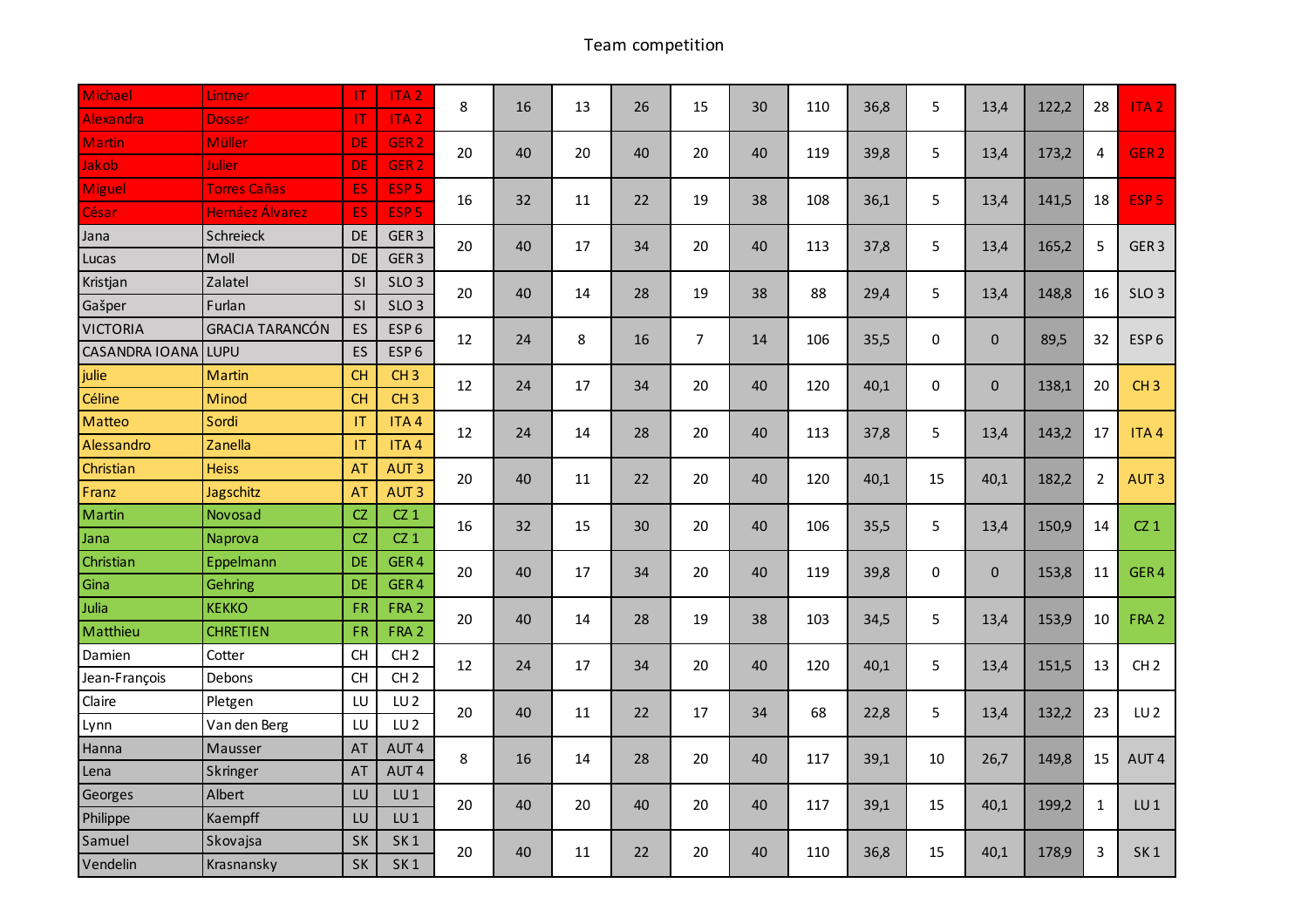Team competition

| | | | | | | | | | | | | | | | | |
|---|---|---|---|---|---|---|---|---|---|---|---|---|---|---|---|---|
| Michael | Lintner | IT | ITA 2 | 8 | 16 | 13 | 26 | 15 | 30 | 110 | 36,8 | 5 | 13,4 | 122,2 | 28 | ITA 2 |
| Alexandra | Dosser | IT | ITA 2 | | | | | | | | | | | | | |
| Martin | Müller | DE | GER 2 | 20 | 40 | 20 | 40 | 20 | 40 | 119 | 39,8 | 5 | 13,4 | 173,2 | 4 | GER 2 |
| Jakob | Julier | DE | GER 2 | | | | | | | | | | | | | |
| Miguel | Torres Cañas | ES | ESP 5 | 16 | 32 | 11 | 22 | 19 | 38 | 108 | 36,1 | 5 | 13,4 | 141,5 | 18 | ESP 5 |
| César | Hernáez Álvarez | ES | ESP 5 | | | | | | | | | | | | | |
| Jana | Schreieck | DE | GER 3 | 20 | 40 | 17 | 34 | 20 | 40 | 113 | 37,8 | 5 | 13,4 | 165,2 | 5 | GER 3 |
| Lucas | Moll | DE | GER 3 | | | | | | | | | | | | | |
| Kristjan | Zalatel | SI | SLO 3 | 20 | 40 | 14 | 28 | 19 | 38 | 88 | 29,4 | 5 | 13,4 | 148,8 | 16 | SLO 3 |
| Gašper | Furlan | SI | SLO 3 | | | | | | | | | | | | | |
| VICTORIA | GRACIA TARANCÓN | ES | ESP 6 | 12 | 24 | 8 | 16 | 7 | 14 | 106 | 35,5 | 0 | 0 | 89,5 | 32 | ESP 6 |
| CASANDRA IOANA | LUPU | ES | ESP 6 | | | | | | | | | | | | | |
| julie | Martin | CH | CH 3 | 12 | 24 | 17 | 34 | 20 | 40 | 120 | 40,1 | 0 | 0 | 138,1 | 20 | CH 3 |
| Céline | Minod | CH | CH 3 | | | | | | | | | | | | | |
| Matteo | Sordi | IT | ITA 4 | 12 | 24 | 14 | 28 | 20 | 40 | 113 | 37,8 | 5 | 13,4 | 143,2 | 17 | ITA 4 |
| Alessandro | Zanella | IT | ITA 4 | | | | | | | | | | | | | |
| Christian | Heiss | AT | AUT 3 | 20 | 40 | 11 | 22 | 20 | 40 | 120 | 40,1 | 15 | 40,1 | 182,2 | 2 | AUT 3 |
| Franz | Jagschitz | AT | AUT 3 | | | | | | | | | | | | | |
| Martin | Novosad | CZ | CZ 1 | 16 | 32 | 15 | 30 | 20 | 40 | 106 | 35,5 | 5 | 13,4 | 150,9 | 14 | CZ 1 |
| Jana | Naprova | CZ | CZ 1 | | | | | | | | | | | | | |
| Christian | Eppelmann | DE | GER 4 | 20 | 40 | 17 | 34 | 20 | 40 | 119 | 39,8 | 0 | 0 | 153,8 | 11 | GER 4 |
| Gina | Gehring | DE | GER 4 | | | | | | | | | | | | | |
| Julia | KEKKO | FR | FRA 2 | 20 | 40 | 14 | 28 | 19 | 38 | 103 | 34,5 | 5 | 13,4 | 153,9 | 10 | FRA 2 |
| Matthieu | CHRETIEN | FR | FRA 2 | | | | | | | | | | | | | |
| Damien | Cotter | CH | CH 2 | 12 | 24 | 17 | 34 | 20 | 40 | 120 | 40,1 | 5 | 13,4 | 151,5 | 13 | CH 2 |
| Jean-François | Debons | CH | CH 2 | | | | | | | | | | | | | |
| Claire | Pletgen | LU | LU 2 | 20 | 40 | 11 | 22 | 17 | 34 | 68 | 22,8 | 5 | 13,4 | 132,2 | 23 | LU 2 |
| Lynn | Van den Berg | LU | LU 2 | | | | | | | | | | | | | |
| Hanna | Mausser | AT | AUT 4 | 8 | 16 | 14 | 28 | 20 | 40 | 117 | 39,1 | 10 | 26,7 | 149,8 | 15 | AUT 4 |
| Lena | Skringer | AT | AUT 4 | | | | | | | | | | | | | |
| Georges | Albert | LU | LU 1 | 20 | 40 | 20 | 40 | 20 | 40 | 117 | 39,1 | 15 | 40,1 | 199,2 | 1 | LU 1 |
| Philippe | Kaempff | LU | LU 1 | | | | | | | | | | | | | |
| Samuel | Skovajsa | SK | SK 1 | 20 | 40 | 11 | 22 | 20 | 40 | 110 | 36,8 | 15 | 40,1 | 178,9 | 3 | SK 1 |
| Vendelin | Krasnansky | SK | SK 1 | | | | | | | | | | | | | |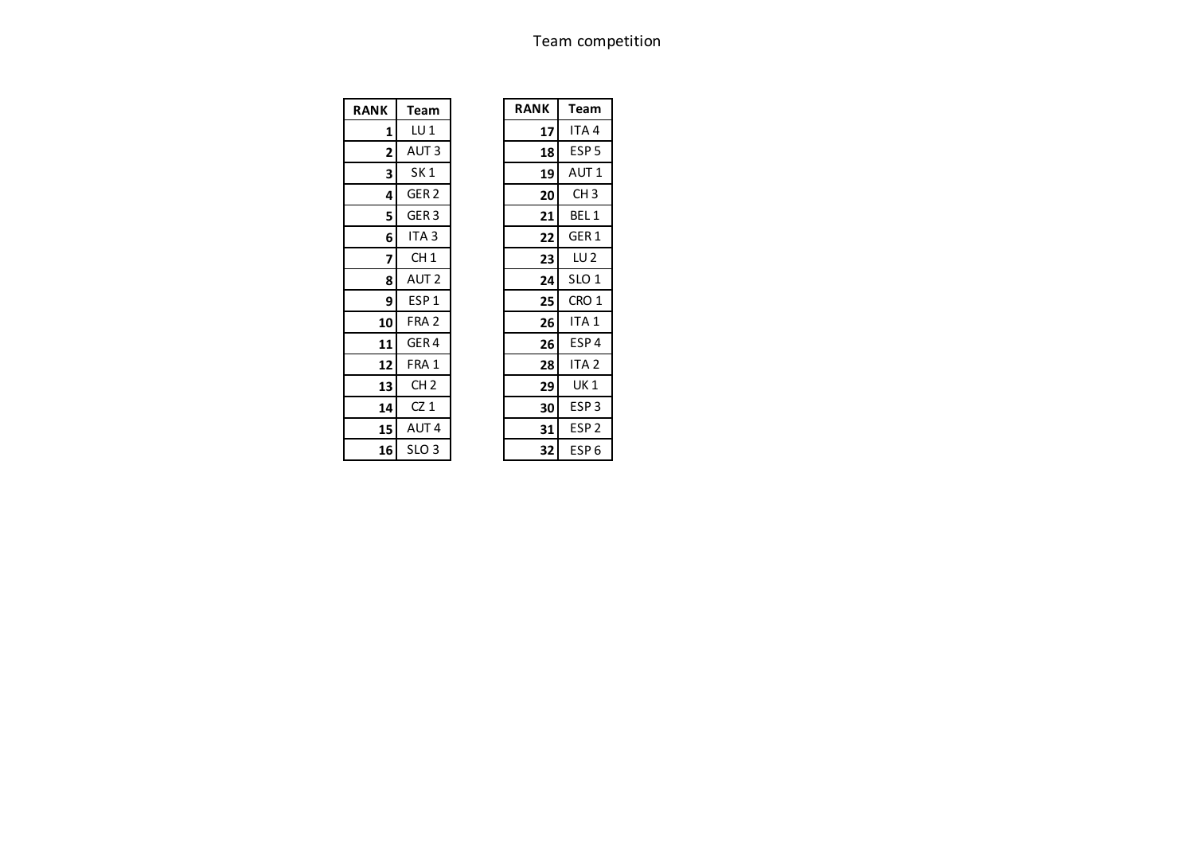Team competition

| RANK | Team |
| --- | --- |
| 1 | LU 1 |
| 2 | AUT 3 |
| 3 | SK 1 |
| 4 | GER 2 |
| 5 | GER 3 |
| 6 | ITA 3 |
| 7 | CH 1 |
| 8 | AUT 2 |
| 9 | ESP 1 |
| 10 | FRA 2 |
| 11 | GER 4 |
| 12 | FRA 1 |
| 13 | CH 2 |
| 14 | CZ 1 |
| 15 | AUT 4 |
| 16 | SLO 3 |

| RANK | Team |
| --- | --- |
| 17 | ITA 4 |
| 18 | ESP 5 |
| 19 | AUT 1 |
| 20 | CH 3 |
| 21 | BEL 1 |
| 22 | GER 1 |
| 23 | LU 2 |
| 24 | SLO 1 |
| 25 | CRO 1 |
| 26 | ITA 1 |
| 26 | ESP 4 |
| 28 | ITA 2 |
| 29 | UK 1 |
| 30 | ESP 3 |
| 31 | ESP 2 |
| 32 | ESP 6 |